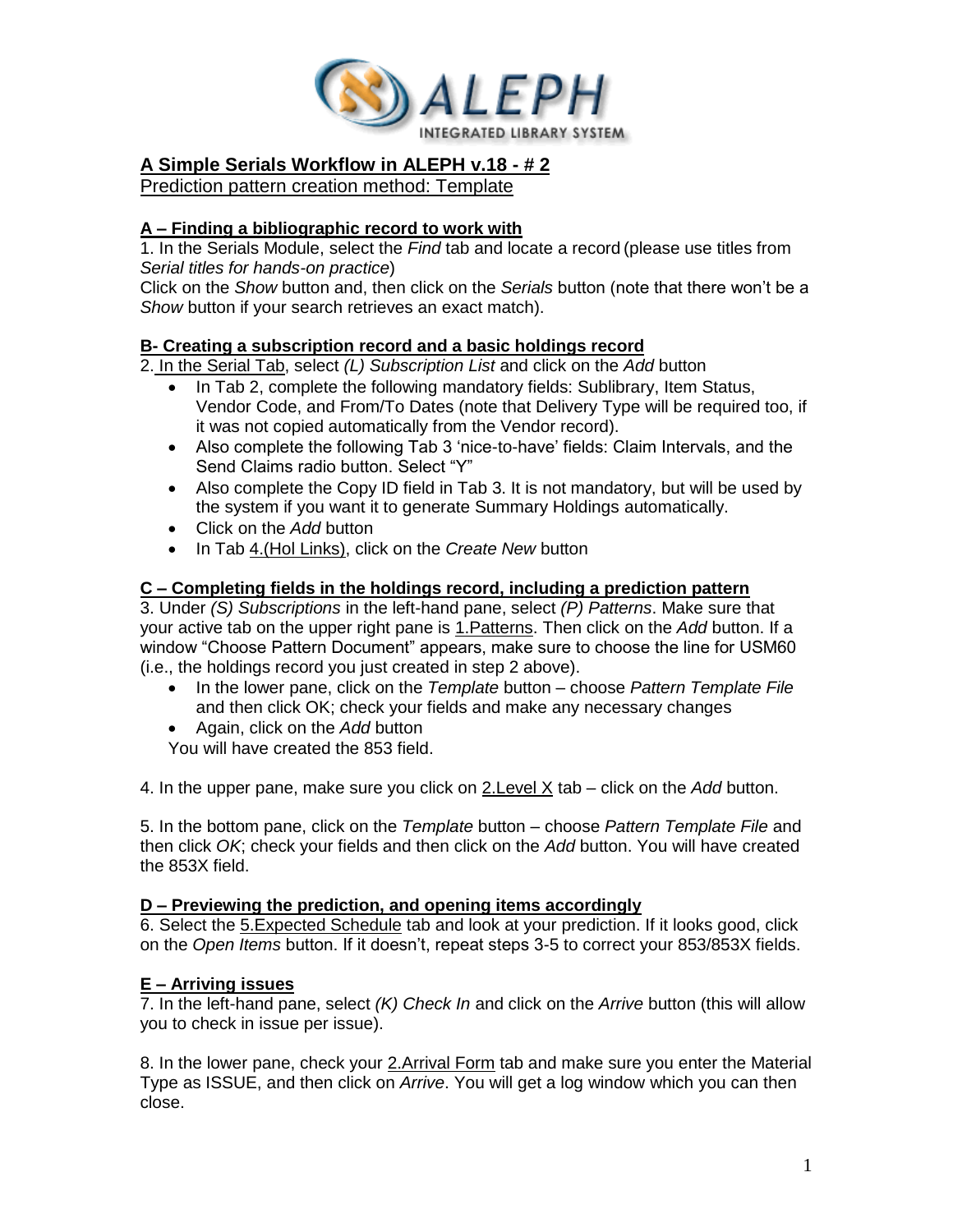## A Simple Serials Workflow in ALEPH v.18 - # 2

Prediction pattern creation method: Template

### A – Finding a bibliographic record to work with

1. In the Serials Module, select the *Find* tab and locate a record (please use titles from *Serial titles for hands-on practice*)

Click on the *Show* button and, then click on the *Serials* button (note that there won't be a *Show* button if your search retrieves an exact match).

### B- Creating a subscription record and a basic holdings record

2. In the Serial Tab, select *(L) Subscription List* and click on the *Add* button

- In Tab 2, complete the following mandatory fields: Sublibrary, Item Status, Vendor Code, and From/To Dates (note that Delivery Type will be required too, if it was not copied automatically from the Vendor record).
- Also complete the following Tab 3 'nice-to-have' fields: Claim Intervals, and the Send Claims radio button. Select "Y"
- Also complete the Copy ID field in Tab 3. It is not mandatory, but will be used by the system if you want it to generate Summary Holdings automatically.
- Click on the *Add* button
- In Tab 4.(Hol Links), click on the *Create New* button

### C – Completing fields in the holdings record, including a prediction pattern

3. Under *(S) Subscriptions* in the left-hand pane, select *(P) Patterns*. Make sure that your active tab on the upper right pane is 1.Patterns. Then click on the *Add* button. If a window "Choose Pattern Document" appears, make sure to choose the line for USM60 (i.e., the holdings record you just created in step 2 above).

- In the lower pane, click on the *Template* button – choose *Pattern Template File* and then click OK; check your fields and make any necessary changes
- Again, click on the *Add* button

You will have created the 853 field.

4. In the upper pane, make sure you click on 2.Level X tab – click on the *Add* button.

5. In the bottom pane, click on the *Template* button – choose *Pattern Template File* and then click *OK*; check your fields and then click on the *Add* button. You will have created the 853X field.

### D – Previewing the prediction, and opening items accordingly

6. Select the 5.Expected Schedule tab and look at your prediction. If it looks good, click on the *Open Items* button. If it doesn't, repeat steps 3-5 to correct your 853/853X fields.

### E – Arriving issues

7. In the left-hand pane, select *(K) Check In* and click on the *Arrive* button (this will allow you to check in issue per issue).

8. In the lower pane, check your 2.Arrival Form tab and make sure you enter the Material Type as ISSUE, and then click on *Arrive*. You will get a log window which you can then close.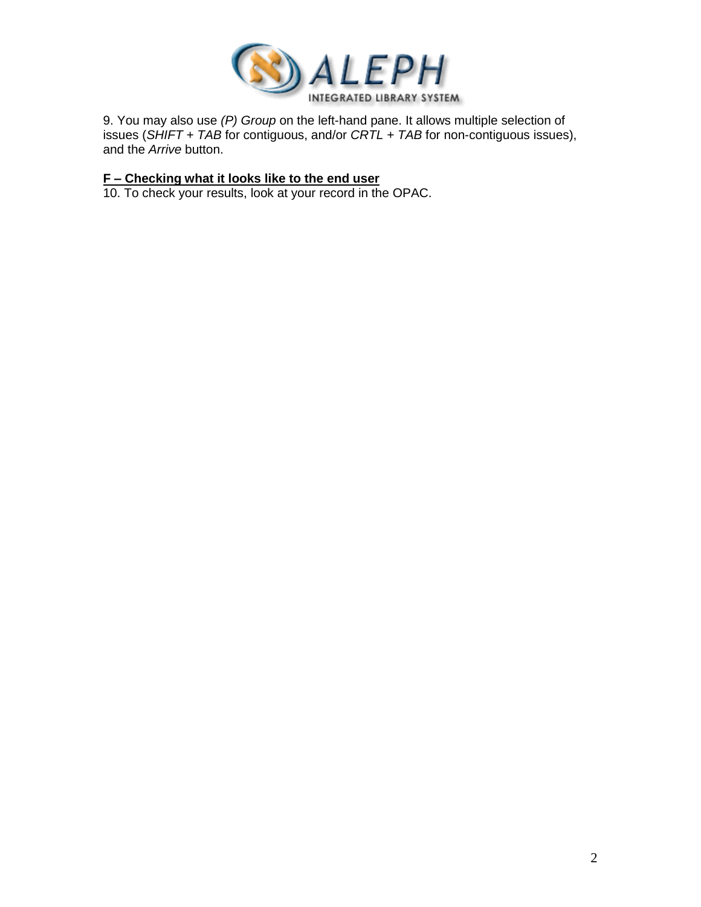9. You may also use *(P) Group* on the left-hand pane. It allows multiple selection of issues (*SHIFT* + *TAB* for contiguous, and/or *CRTL* + *TAB* for non-contiguous issues), and the *Arrive* button.

**F – Checking what it looks like to the end user**

10. To check your results, look at your record in the OPAC.